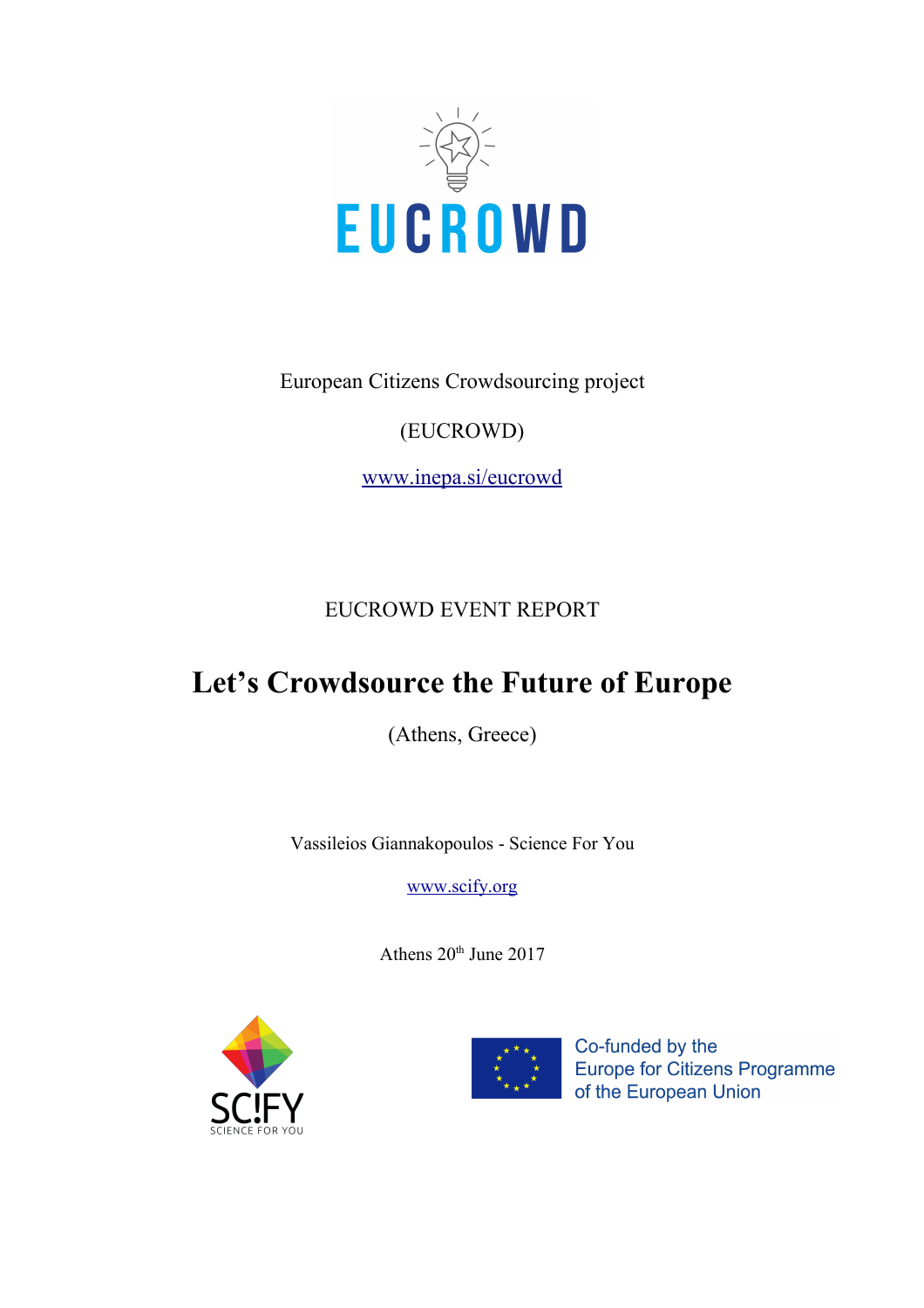EUCROWD

European Citizens Crowdsourcing project

(EUCROWD)

[www.inepa.si/eucrowd](http://www.inepa.si/eucrowd)

EUCROWD EVENT REPORT

# Let's Crowdsource the Future of Europe

(Athens, Greece)

Vassileios Giannakopoulos - Science For You

[www.scify.org](http://www.scify.org)

Athens 20th June 2017

SCIFY SCIENCE FOR YOU

Co-funded by the Europe for Citizens Programme of the European Union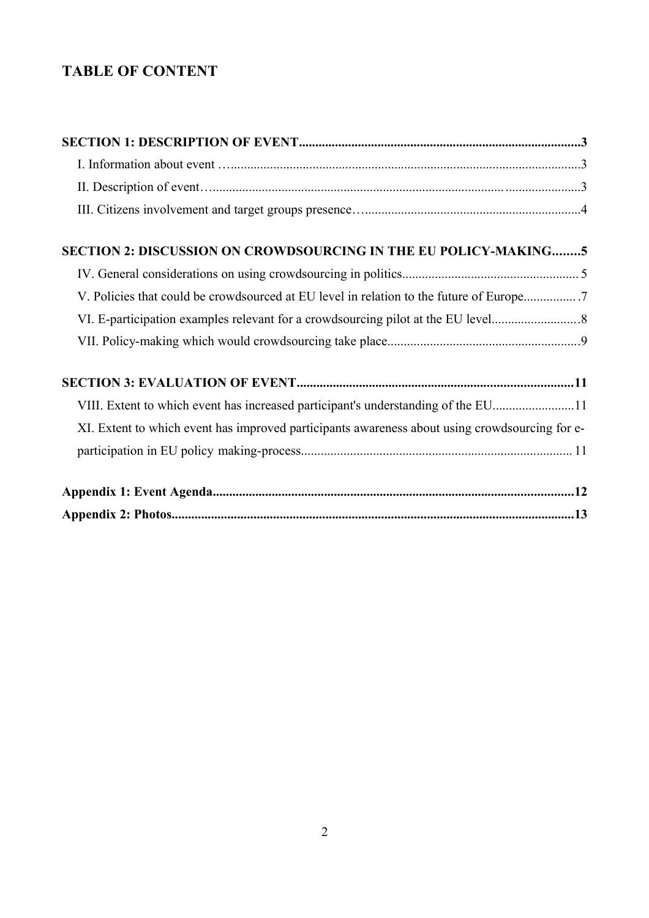## TABLE OF CONTENT

**SECTION 1: DESCRIPTION OF EVENT......................................................................................3**

I. Information about event …........................................................................................................3

II. Description of event…...............................................................................................................3

III. Citizens involvement and target groups presence…..................................................................4

**SECTION 2: DISCUSSION ON CROWDSOURCING IN THE EU POLICY-MAKING........5**

IV. General considerations on using crowdsourcing in politics..................................................... 5

V. Policies that could be crowdsourced at EU level in relation to the future of Europe................7

VI. E-participation examples relevant for a crowdsourcing pilot at the EU level..........................8

VII. Policy-making which would crowdsourcing take place..........................................................9

**SECTION 3: EVALUATION OF EVENT....................................................................................11**

VIII. Extent to which event has increased participant's understanding of the EU.........................11

XI. Extent to which event has improved participants awareness about using crowdsourcing for e-participation in EU policy making-process.................................................................................. 11

**Appendix 1: Event Agenda..............................................................................................................12**

**Appendix 2: Photos..........................................................................................................................13**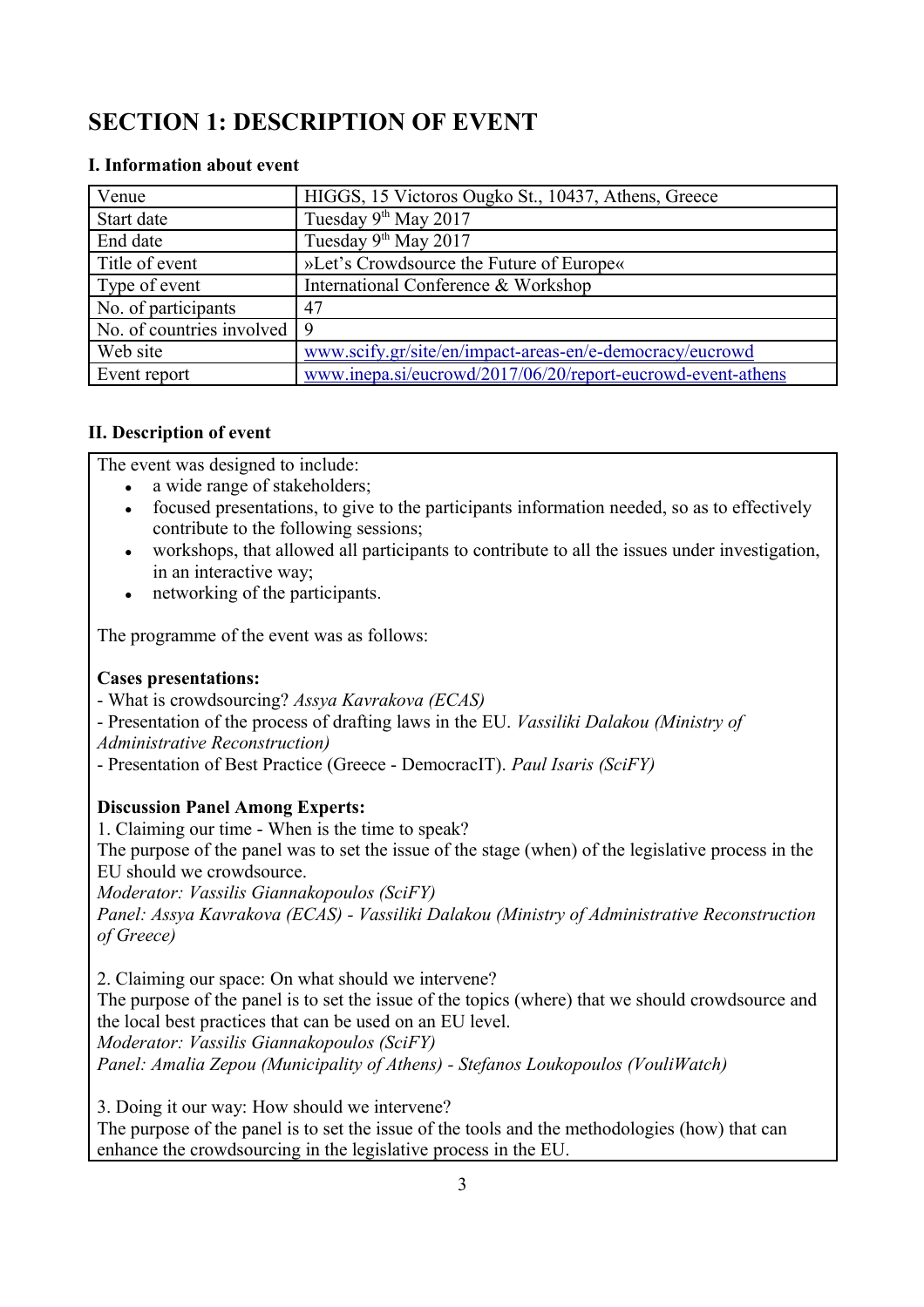# SECTION 1: DESCRIPTION OF EVENT

### I. Information about event

| Venue | HIGGS, 15 Victoros Ougko St., 10437, Athens, Greece |
|---|---|
| Start date | Tuesday 9th May 2017 |
| End date | Tuesday 9th May 2017 |
| Title of event | »Let's Crowdsource the Future of Europe« |
| Type of event | International Conference & Workshop |
| No. of participants | 47 |
| No. of countries involved | 9 |
| Web site | www.scify.gr/site/en/impact-areas-en/e-democracy/eucrowd |
| Event report | www.inepa.si/eucrowd/2017/06/20/report-eucrowd-event-athens |

### II. Description of event

The event was designed to include:

- a wide range of stakeholders;
- focused presentations, to give to the participants information needed, so as to effectively contribute to the following sessions;
- workshops, that allowed all participants to contribute to all the issues under investigation, in an interactive way;
- networking of the participants.

The programme of the event was as follows:

**Cases presentations:**

- What is crowdsourcing? *Assya Kavrakova (ECAS)*
- Presentation of the process of drafting laws in the EU. *Vassiliki Dalakou (Ministry of Administrative Reconstruction)*
- Presentation of Best Practice (Greece - DemocracIT). *Paul Isaris (SciFY)*

**Discussion Panel Among Experts:**

1. Claiming our time - When is the time to speak?
The purpose of the panel was to set the issue of the stage (when) of the legislative process in the EU should we crowdsource.
*Moderator: Vassilis Giannakopoulos (SciFY)*
*Panel: Assya Kavrakova (ECAS) - Vassiliki Dalakou (Ministry of Administrative Reconstruction of Greece)*

2. Claiming our space: On what should we intervene?
The purpose of the panel is to set the issue of the topics (where) that we should crowdsource and the local best practices that can be used on an EU level.
*Moderator: Vassilis Giannakopoulos (SciFY)*
*Panel: Amalia Zepou (Municipality of Athens) - Stefanos Loukopoulos (VouliWatch)*

3. Doing it our way: How should we intervene?
The purpose of the panel is to set the issue of the tools and the methodologies (how) that can enhance the crowdsourcing in the legislative process in the EU.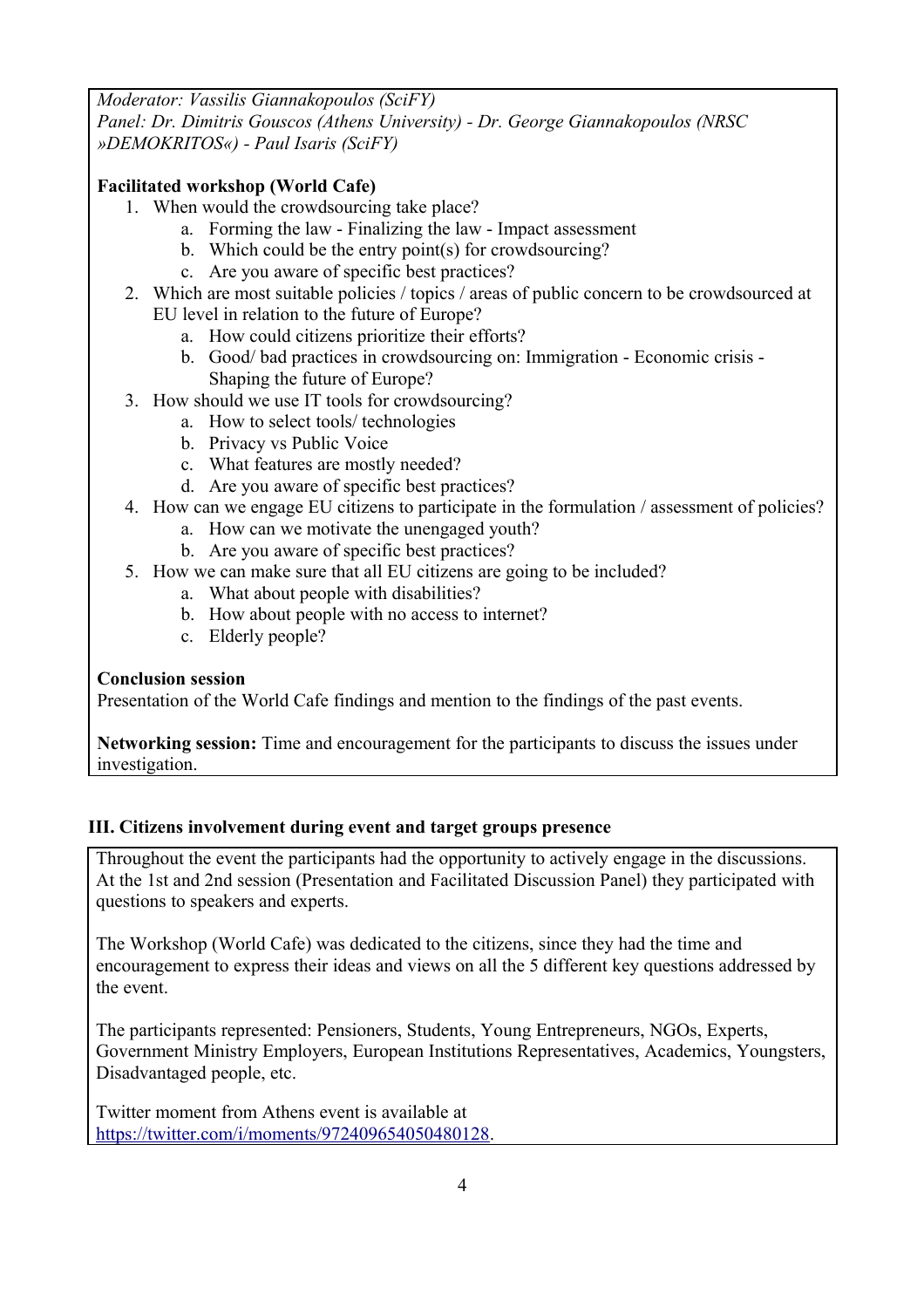*Moderator: Vassilis Giannakopoulos (SciFY)*
*Panel: Dr. Dimitris Gouscos (Athens University) - Dr. George Giannakopoulos (NRSC »DEMOKRITOS«) - Paul Isaris (SciFY)*

**Facilitated workshop (World Cafe)**

1. When would the crowdsourcing take place?
    a. Forming the law - Finalizing the law - Impact assessment
    b. Which could be the entry point(s) for crowdsourcing?
    c. Are you aware of specific best practices?
2. Which are most suitable policies / topics / areas of public concern to be crowdsourced at EU level in relation to the future of Europe?
    a. How could citizens prioritize their efforts?
    b. Good/ bad practices in crowdsourcing on: Immigration - Economic crisis - Shaping the future of Europe?
3. How should we use IT tools for crowdsourcing?
    a. How to select tools/ technologies
    b. Privacy vs Public Voice
    c. What features are mostly needed?
    d. Are you aware of specific best practices?
4. How can we engage EU citizens to participate in the formulation / assessment of policies?
    a. How can we motivate the unengaged youth?
    b. Are you aware of specific best practices?
5. How we can make sure that all EU citizens are going to be included?
    a. What about people with disabilities?
    b. How about people with no access to internet?
    c. Elderly people?

**Conclusion session**
Presentation of the World Cafe findings and mention to the findings of the past events.

**Networking session:** Time and encouragement for the participants to discuss the issues under investigation.

## III. Citizens involvement during event and target groups presence

Throughout the event the participants had the opportunity to actively engage in the discussions. At the 1st and 2nd session (Presentation and Facilitated Discussion Panel) they participated with questions to speakers and experts.

The Workshop (World Cafe) was dedicated to the citizens, since they had the time and encouragement to express their ideas and views on all the 5 different key questions addressed by the event.

The participants represented: Pensioners, Students, Young Entrepreneurs, NGOs, Experts, Government Ministry Employers, European Institutions Representatives, Academics, Youngsters, Disadvantaged people, etc.

Twitter moment from Athens event is available at https://twitter.com/i/moments/972409654050480128.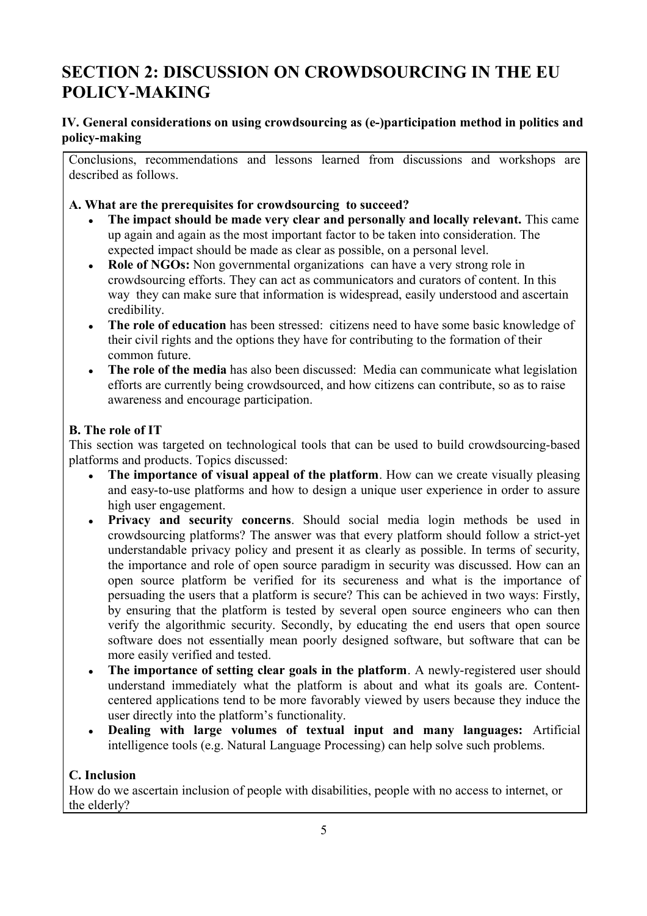# SECTION 2: DISCUSSION ON CROWDSOURCING IN THE EU POLICY-MAKING

### IV. General considerations on using crowdsourcing as (e-)participation method in politics and policy-making

Conclusions, recommendations and lessons learned from discussions and workshops are described as follows.

#### A. What are the prerequisites for crowdsourcing to succeed?

- **The impact should be made very clear and personally and locally relevant.** This came up again and again as the most important factor to be taken into consideration. The expected impact should be made as clear as possible, on a personal level.
- **Role of NGOs:** Non governmental organizations can have a very strong role in crowdsourcing efforts. They can act as communicators and curators of content. In this way they can make sure that information is widespread, easily understood and ascertain credibility.
- **The role of education** has been stressed: citizens need to have some basic knowledge of their civil rights and the options they have for contributing to the formation of their common future.
- **The role of the media** has also been discussed: Media can communicate what legislation efforts are currently being crowdsourced, and how citizens can contribute, so as to raise awareness and encourage participation.

#### B. The role of IT

This section was targeted on technological tools that can be used to build crowdsourcing-based platforms and products. Topics discussed:

- **The importance of visual appeal of the platform**. How can we create visually pleasing and easy-to-use platforms and how to design a unique user experience in order to assure high user engagement.
- **Privacy and security concerns**. Should social media login methods be used in crowdsourcing platforms? The answer was that every platform should follow a strict-yet understandable privacy policy and present it as clearly as possible. In terms of security, the importance and role of open source paradigm in security was discussed. How can an open source platform be verified for its secureness and what is the importance of persuading the users that a platform is secure? This can be achieved in two ways: Firstly, by ensuring that the platform is tested by several open source engineers who can then verify the algorithmic security. Secondly, by educating the end users that open source software does not essentially mean poorly designed software, but software that can be more easily verified and tested.
- **The importance of setting clear goals in the platform**. A newly-registered user should understand immediately what the platform is about and what its goals are. Content-centered applications tend to be more favorably viewed by users because they induce the user directly into the platform's functionality.
- **Dealing with large volumes of textual input and many languages:** Artificial intelligence tools (e.g. Natural Language Processing) can help solve such problems.

#### C. Inclusion

How do we ascertain inclusion of people with disabilities, people with no access to internet, or the elderly?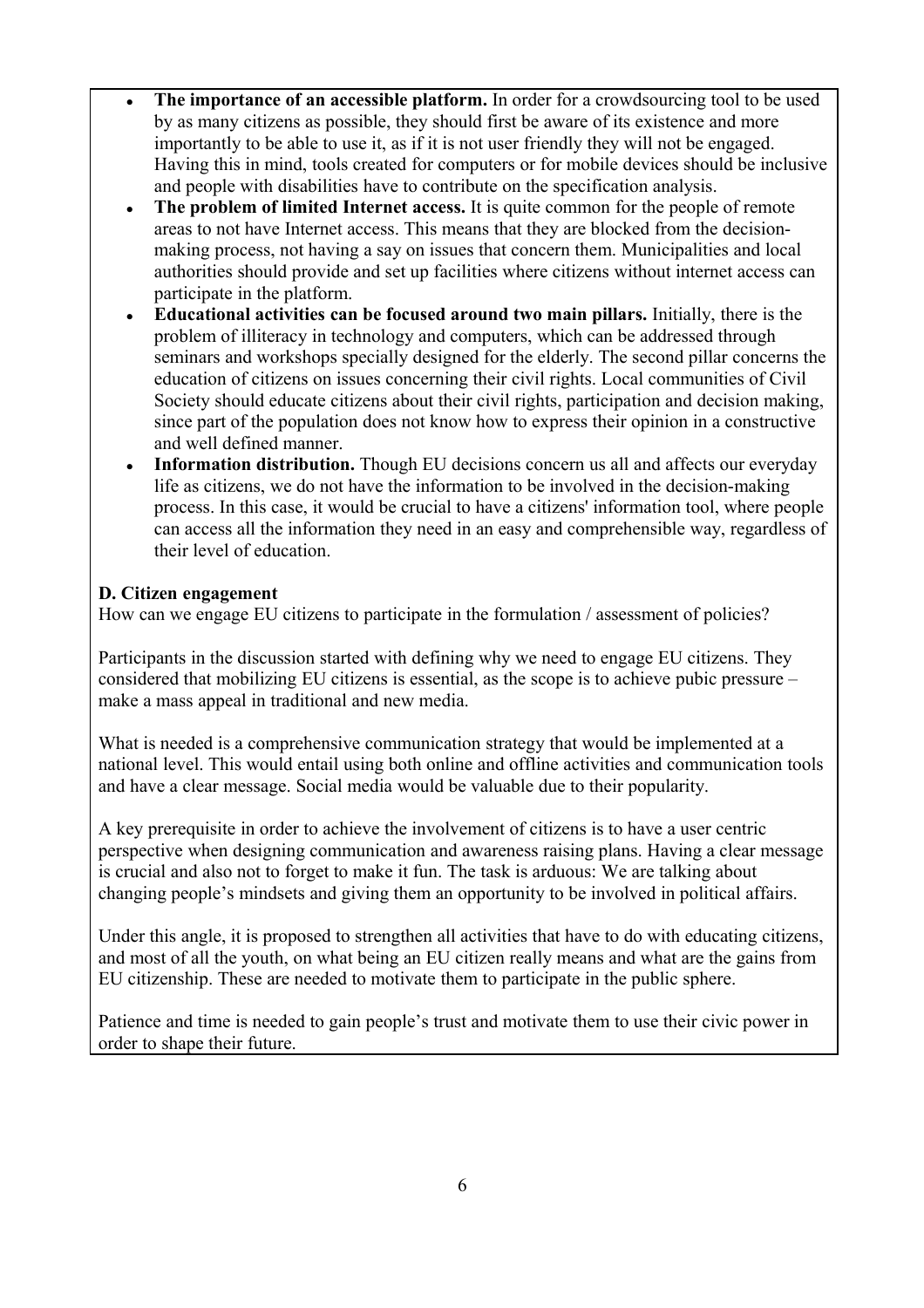- **The importance of an accessible platform.** In order for a crowdsourcing tool to be used by as many citizens as possible, they should first be aware of its existence and more importantly to be able to use it, as if it is not user friendly they will not be engaged. Having this in mind, tools created for computers or for mobile devices should be inclusive and people with disabilities have to contribute on the specification analysis.
- **The problem of limited Internet access.** It is quite common for the people of remote areas to not have Internet access. This means that they are blocked from the decision-making process, not having a say on issues that concern them. Municipalities and local authorities should provide and set up facilities where citizens without internet access can participate in the platform.
- **Educational activities can be focused around two main pillars.** Initially, there is the problem of illiteracy in technology and computers, which can be addressed through seminars and workshops specially designed for the elderly. The second pillar concerns the education of citizens on issues concerning their civil rights. Local communities of Civil Society should educate citizens about their civil rights, participation and decision making, since part of the population does not know how to express their opinion in a constructive and well defined manner.
- **Information distribution.** Though EU decisions concern us all and affects our everyday life as citizens, we do not have the information to be involved in the decision-making process. In this case, it would be crucial to have a citizens' information tool, where people can access all the information they need in an easy and comprehensible way, regardless of their level of education.

**D. Citizen engagement**

How can we engage EU citizens to participate in the formulation / assessment of policies?

Participants in the discussion started with defining why we need to engage EU citizens. They considered that mobilizing EU citizens is essential, as the scope is to achieve pubic pressure – make a mass appeal in traditional and new media.

What is needed is a comprehensive communication strategy that would be implemented at a national level. This would entail using both online and offline activities and communication tools and have a clear message. Social media would be valuable due to their popularity.

A key prerequisite in order to achieve the involvement of citizens is to have a user centric perspective when designing communication and awareness raising plans. Having a clear message is crucial and also not to forget to make it fun. The task is arduous: We are talking about changing people's mindsets and giving them an opportunity to be involved in political affairs.

Under this angle, it is proposed to strengthen all activities that have to do with educating citizens, and most of all the youth, on what being an EU citizen really means and what are the gains from EU citizenship. These are needed to motivate them to participate in the public sphere.

Patience and time is needed to gain people's trust and motivate them to use their civic power in order to shape their future.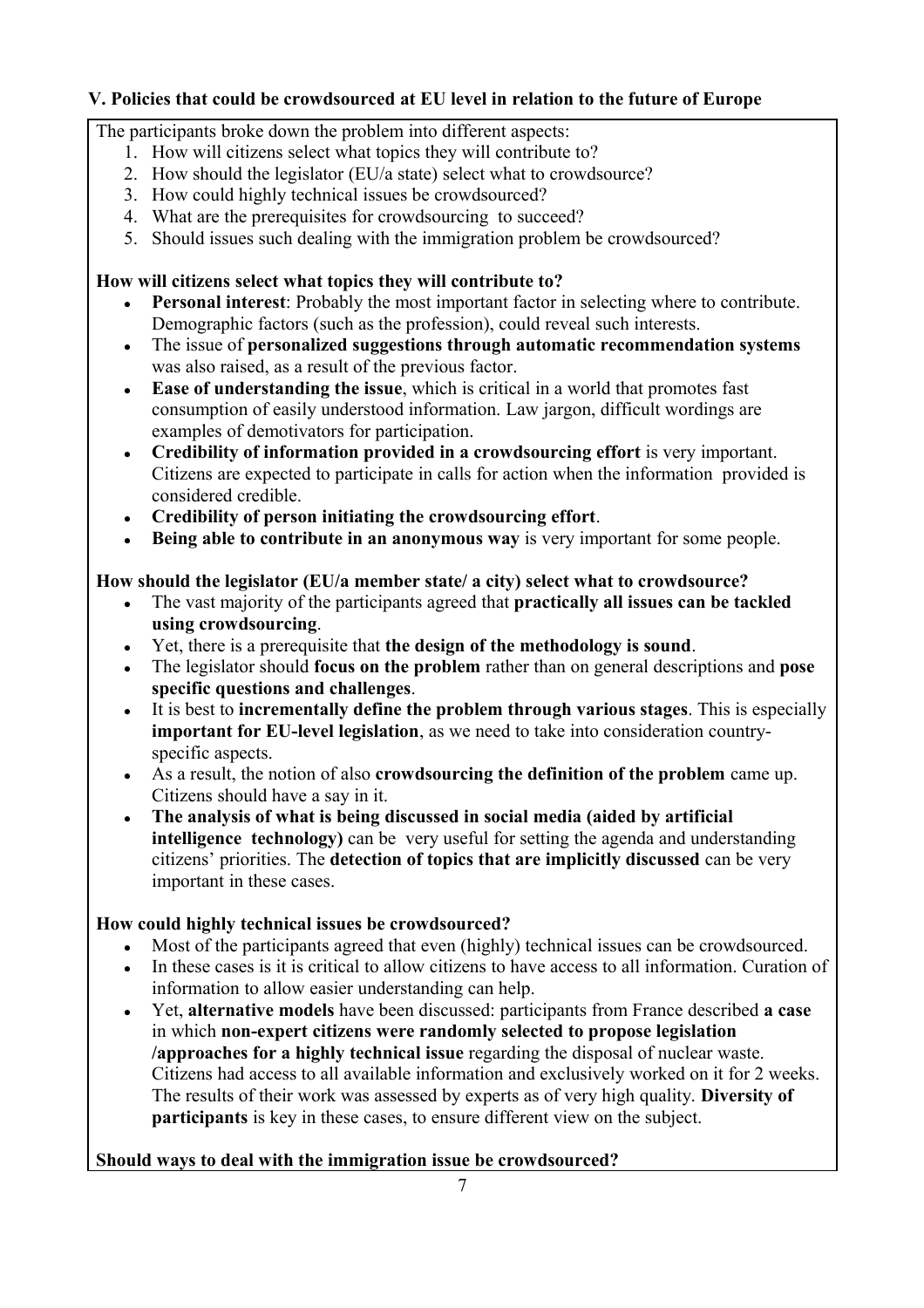### V. Policies that could be crowdsourced at EU level in relation to the future of Europe

The participants broke down the problem into different aspects:

1. How will citizens select what topics they will contribute to?
2. How should the legislator (EU/a state) select what to crowdsource?
3. How could highly technical issues be crowdsourced?
4. What are the prerequisites for crowdsourcing to succeed?
5. Should issues such dealing with the immigration problem be crowdsourced?

**How will citizens select what topics they will contribute to?**

- **Personal interest**: Probably the most important factor in selecting where to contribute. Demographic factors (such as the profession), could reveal such interests.
- The issue of **personalized suggestions through automatic recommendation systems** was also raised, as a result of the previous factor.
- **Ease of understanding the issue**, which is critical in a world that promotes fast consumption of easily understood information. Law jargon, difficult wordings are examples of demotivators for participation.
- **Credibility of information provided in a crowdsourcing effort** is very important. Citizens are expected to participate in calls for action when the information provided is considered credible.
- **Credibility of person initiating the crowdsourcing effort**.
- **Being able to contribute in an anonymous way** is very important for some people.

**How should the legislator (EU/a member state/ a city) select what to crowdsource?**

- The vast majority of the participants agreed that **practically all issues can be tackled using crowdsourcing**.
- Yet, there is a prerequisite that **the design of the methodology is sound**.
- The legislator should **focus on the problem** rather than on general descriptions and **pose specific questions and challenges**.
- It is best to **incrementally define the problem through various stages**. This is especially **important for EU-level legislation**, as we need to take into consideration country-specific aspects.
- As a result, the notion of also **crowdsourcing the definition of the problem** came up. Citizens should have a say in it.
- **The analysis of what is being discussed in social media (aided by artificial intelligence technology)** can be very useful for setting the agenda and understanding citizens' priorities. The **detection of topics that are implicitly discussed** can be very important in these cases.

**How could highly technical issues be crowdsourced?**

- Most of the participants agreed that even (highly) technical issues can be crowdsourced.
- In these cases is it is critical to allow citizens to have access to all information. Curation of information to allow easier understanding can help.
- Yet, **alternative models** have been discussed: participants from France described **a case** in which **non-expert citizens were randomly selected to propose legislation /approaches for a highly technical issue** regarding the disposal of nuclear waste. Citizens had access to all available information and exclusively worked on it for 2 weeks. The results of their work was assessed by experts as of very high quality. **Diversity of participants** is key in these cases, to ensure different view on the subject.

**Should ways to deal with the immigration issue be crowdsourced?**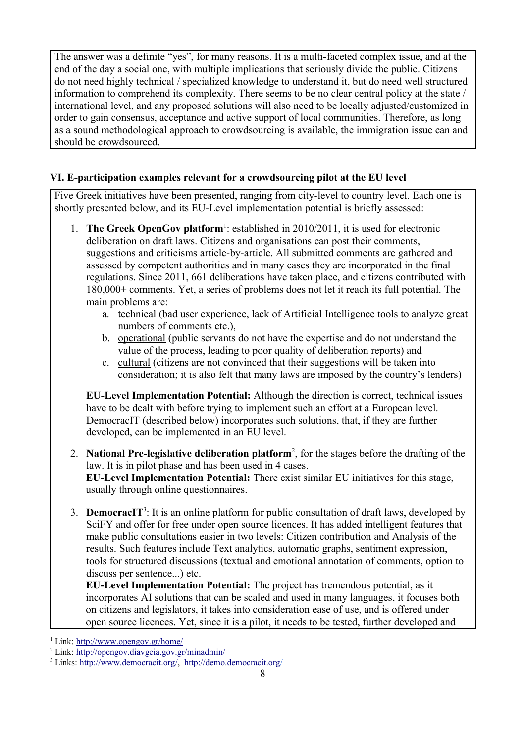The answer was a definite "yes", for many reasons. It is a multi-faceted complex issue, and at the end of the day a social one, with multiple implications that seriously divide the public. Citizens do not need highly technical / specialized knowledge to understand it, but do need well structured information to comprehend its complexity. There seems to be no clear central policy at the state / international level, and any proposed solutions will also need to be locally adjusted/customized in order to gain consensus, acceptance and active support of local communities. Therefore, as long as a sound methodological approach to crowdsourcing is available, the immigration issue can and should be crowdsourced.

### VI. E-participation examples relevant for a crowdsourcing pilot at the EU level

Five Greek initiatives have been presented, ranging from city-level to country level. Each one is shortly presented below, and its EU-Level implementation potential is briefly assessed:

1. **The Greek OpenGov platform**[1]: established in 2010/2011, it is used for electronic deliberation on draft laws. Citizens and organisations can post their comments, suggestions and criticisms article-by-article. All submitted comments are gathered and assessed by competent authorities and in many cases they are incorporated in the final regulations. Since 2011, 661 deliberations have taken place, and citizens contributed with 180,000+ comments. Yet, a series of problems does not let it reach its full potential. The main problems are:
   a. technical (bad user experience, lack of Artificial Intelligence tools to analyze great numbers of comments etc.),
   b. operational (public servants do not have the expertise and do not understand the value of the process, leading to poor quality of deliberation reports) and
   c. cultural (citizens are not convinced that their suggestions will be taken into consideration; it is also felt that many laws are imposed by the country's lenders)

   **EU-Level Implementation Potential:** Although the direction is correct, technical issues have to be dealt with before trying to implement such an effort at a European level. DemocracIT (described below) incorporates such solutions, that, if they are further developed, can be implemented in an EU level.

2. **National Pre-legislative deliberation platform**[2], for the stages before the drafting of the law. It is in pilot phase and has been used in 4 cases.
   **EU-Level Implementation Potential:** There exist similar EU initiatives for this stage, usually through online questionnaires.

3. **DemocracIT**[3]: It is an online platform for public consultation of draft laws, developed by SciFY and offer for free under open source licences. It has added intelligent features that make public consultations easier in two levels: Citizen contribution and Analysis of the results. Such features include Text analytics, automatic graphs, sentiment expression, tools for structured discussions (textual and emotional annotation of comments, option to discuss per sentence...) etc.
   **EU-Level Implementation Potential:** The project has tremendous potential, as it incorporates AI solutions that can be scaled and used in many languages, it focuses both on citizens and legislators, it takes into consideration ease of use, and is offered under open source licences. Yet, since it is a pilot, it needs to be tested, further developed and

---

[1] Link: http://www.opengov.gr/home/

[2] Link: http://opengov.diavgeia.gov.gr/minadmin/

[3] Links: http://www.democracit.org/, http://demo.democracit.org/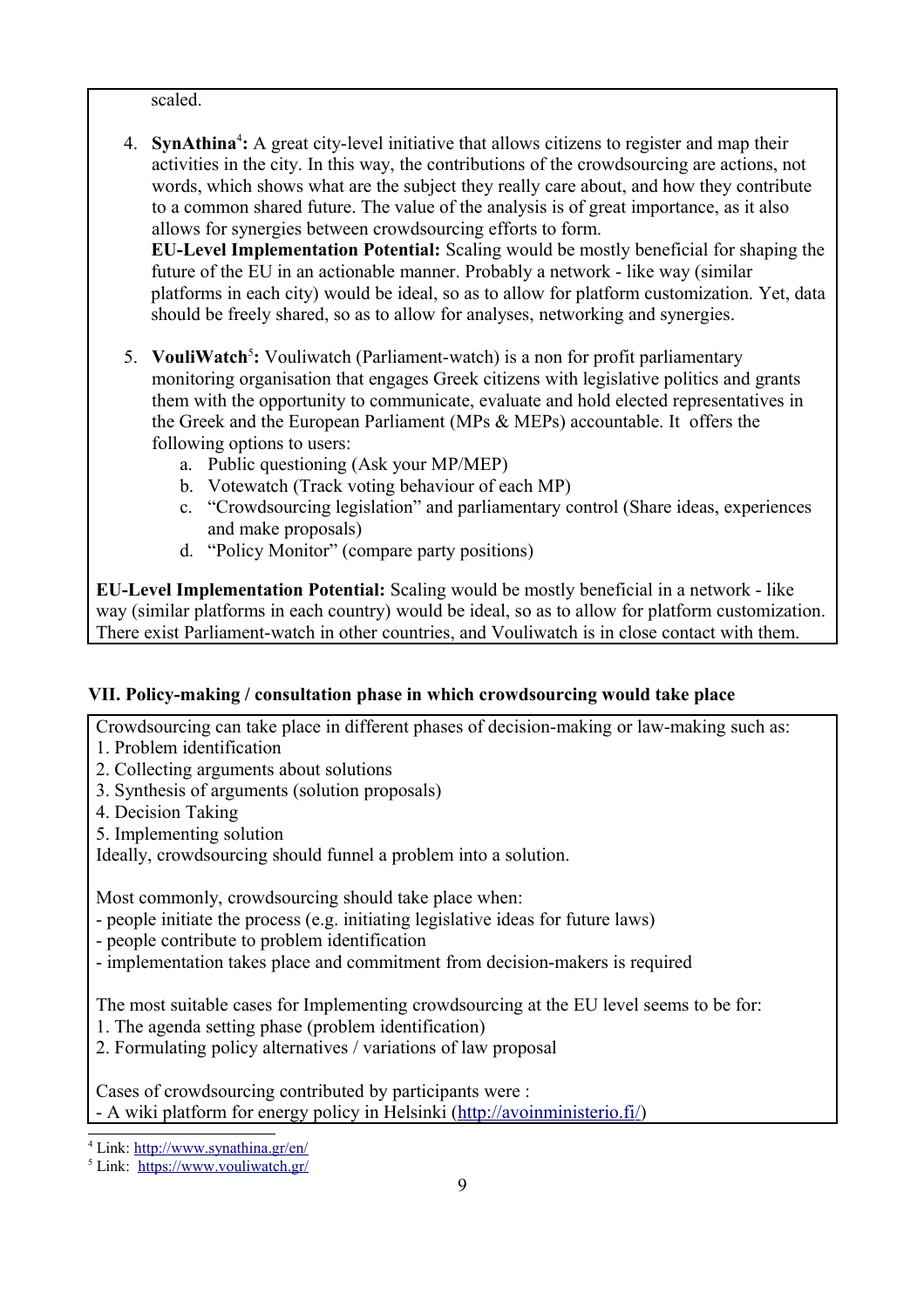scaled.

4. **SynAthina**[4]**:** A great city-level initiative that allows citizens to register and map their activities in the city. In this way, the contributions of the crowdsourcing are actions, not words, which shows what are the subject they really care about, and how they contribute to a common shared future. The value of the analysis is of great importance, as it also allows for synergies between crowdsourcing efforts to form.
   **EU-Level Implementation Potential:** Scaling would be mostly beneficial for shaping the future of the EU in an actionable manner. Probably a network - like way (similar platforms in each city) would be ideal, so as to allow for platform customization. Yet, data should be freely shared, so as to allow for analyses, networking and synergies.

5. **VouliWatch**[5]**:** Vouliwatch (Parliament-watch) is a non for profit parliamentary monitoring organisation that engages Greek citizens with legislative politics and grants them with the opportunity to communicate, evaluate and hold elected representatives in the Greek and the European Parliament (MPs & MEPs) accountable. It offers the following options to users:
   a. Public questioning (Ask your MP/MEP)
   b. Votewatch (Track voting behaviour of each MP)
   c. "Crowdsourcing legislation" and parliamentary control (Share ideas, experiences and make proposals)
   d. "Policy Monitor" (compare party positions)

**EU-Level Implementation Potential:** Scaling would be mostly beneficial in a network - like way (similar platforms in each country) would be ideal, so as to allow for platform customization. There exist Parliament-watch in other countries, and Vouliwatch is in close contact with them.

### VII. Policy-making / consultation phase in which crowdsourcing would take place

Crowdsourcing can take place in different phases of decision-making or law-making such as:
1. Problem identification
2. Collecting arguments about solutions
3. Synthesis of arguments (solution proposals)
4. Decision Taking
5. Implementing solution

Ideally, crowdsourcing should funnel a problem into a solution.

Most commonly, crowdsourcing should take place when:
- people initiate the process (e.g. initiating legislative ideas for future laws)
- people contribute to problem identification
- implementation takes place and commitment from decision-makers is required

The most suitable cases for Implementing crowdsourcing at the EU level seems to be for:
1. The agenda setting phase (problem identification)
2. Formulating policy alternatives / variations of law proposal

Cases of crowdsourcing contributed by participants were :
- A wiki platform for energy policy in Helsinki (http://avoinministerio.fi/)

[4] Link: http://www.synathina.gr/en/

[5] Link: https://www.vouliwatch.gr/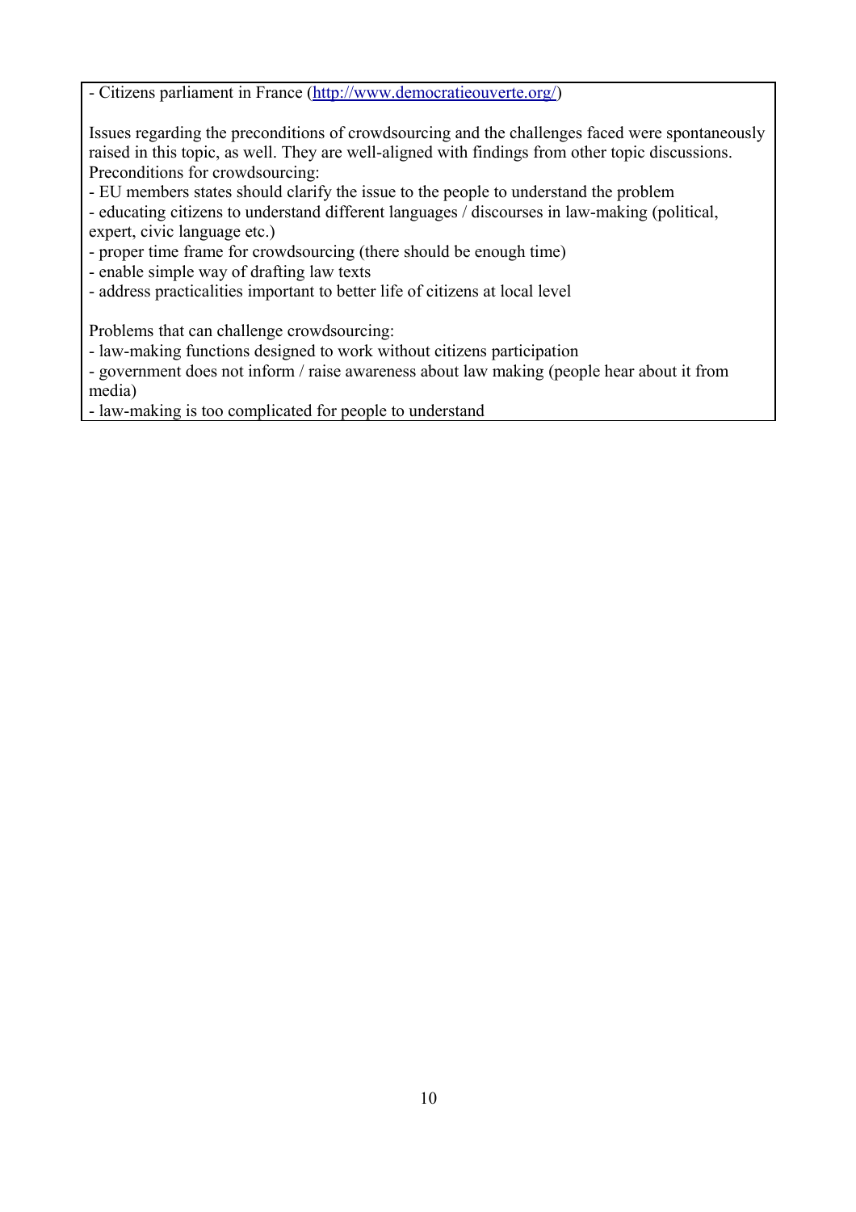- Citizens parliament in France ([http://www.democratieouverte.org/](http://www.democratieouverte.org/))

Issues regarding the preconditions of crowdsourcing and the challenges faced were spontaneously raised in this topic, as well. They are well-aligned with findings from other topic discussions.
Preconditions for crowdsourcing:

- EU members states should clarify the issue to the people to understand the problem
- educating citizens to understand different languages / discourses in law-making (political, expert, civic language etc.)
- proper time frame for crowdsourcing (there should be enough time)
- enable simple way of drafting law texts
- address practicalities important to better life of citizens at local level

Problems that can challenge crowdsourcing:

- law-making functions designed to work without citizens participation
- government does not inform / raise awareness about law making (people hear about it from media)
- law-making is too complicated for people to understand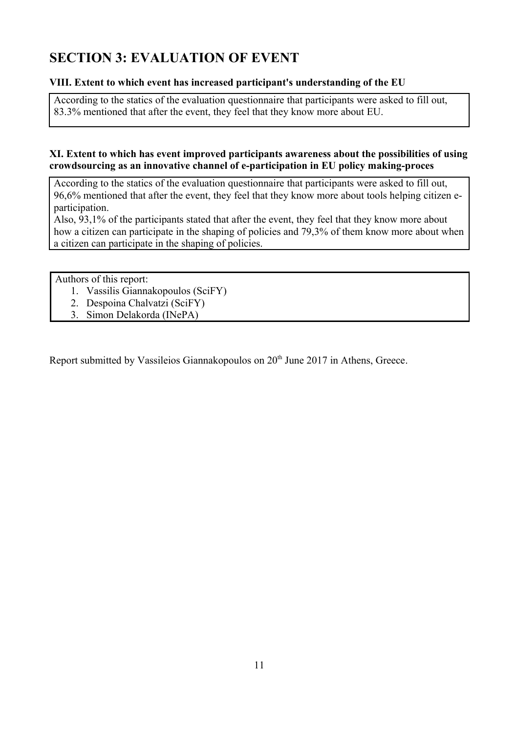# SECTION 3: EVALUATION OF EVENT

**VIII. Extent to which event has increased participant's understanding of the EU**

According to the statics of the evaluation questionnaire that participants were asked to fill out, 83.3% mentioned that after the event, they feel that they know more about EU.

**XI. Extent to which has event improved participants awareness about the possibilities of using crowdsourcing as an innovative channel of e-participation in EU policy making-proces**

According to the statics of the evaluation questionnaire that participants were asked to fill out, 96,6% mentioned that after the event, they feel that they know more about tools helping citizen e-participation.

Also, 93,1% of the participants stated that after the event, they feel that they know more about how a citizen can participate in the shaping of policies and 79,3% of them know more about when a citizen can participate in the shaping of policies.

Authors of this report:

1. Vassilis Giannakopoulos (SciFY)
2. Despoina Chalvatzi (SciFY)
3. Simon Delakorda (INePA)

Report submitted by Vassileios Giannakopoulos on 20th June 2017 in Athens, Greece.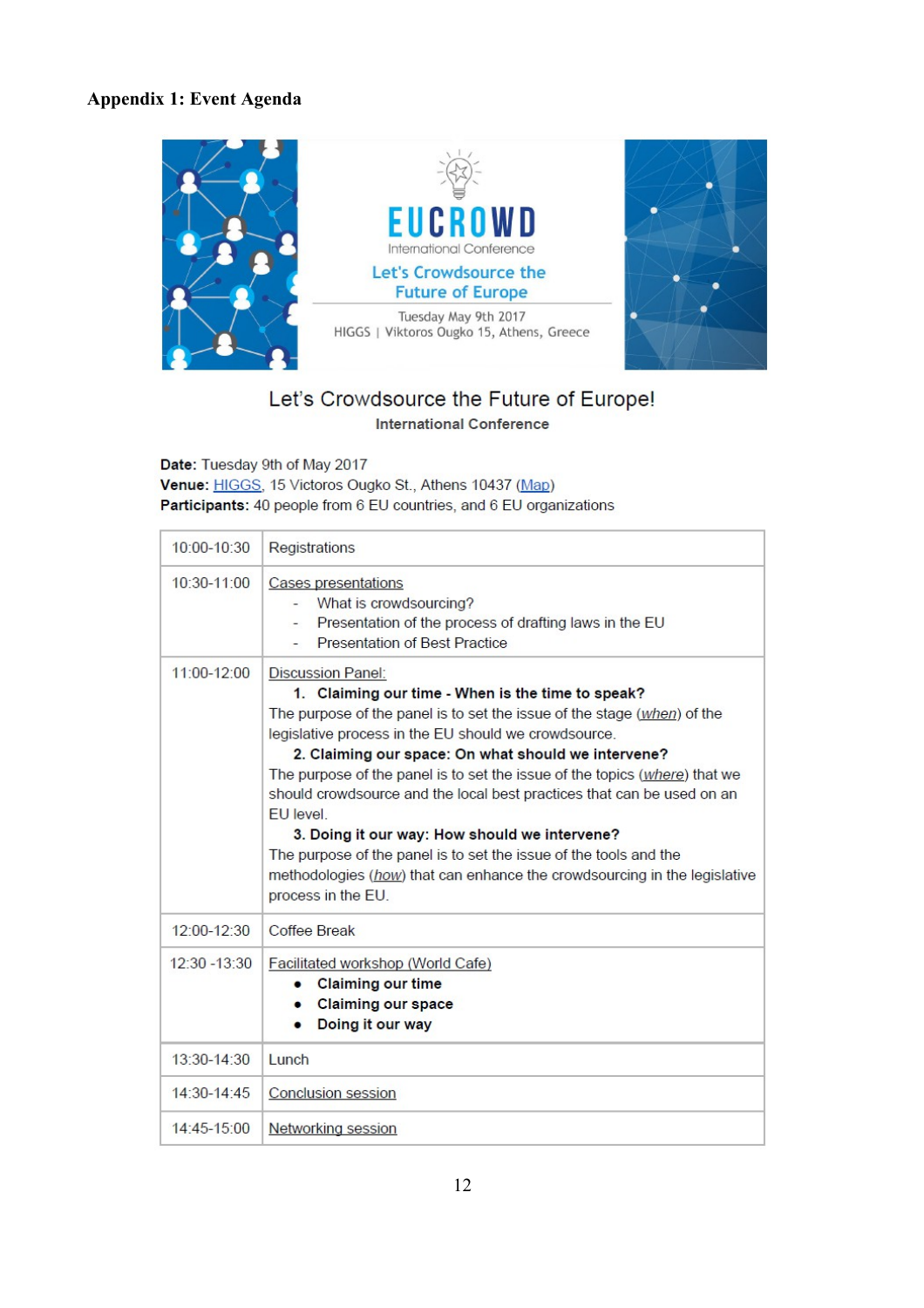## Appendix 1: Event Agenda

EUCROWD
International Conference
Let's Crowdsource the Future of Europe
Tuesday May 9th 2017
HIGGS | Viktoros Ougko 15, Athens, Greece

# Let's Crowdsource the Future of Europe!

**International Conference**

**Date:** Tuesday 9th of May 2017
**Venue:** HIGGS, 15 Victoros Ougko St., Athens 10437 (Map)
**Participants:** 40 people from 6 EU countries, and 6 EU organizations

| | |
|---|---|
| 10:00-10:30 | Registrations |
| 10:30-11:00 | Cases presentations<br>- What is crowdsourcing?<br>- Presentation of the process of drafting laws in the EU<br>- Presentation of Best Practice |
| 11:00-12:00 | Discussion Panel:<br>**1. Claiming our time - When is the time to speak?**<br>The purpose of the panel is to set the issue of the stage (*when*) of the legislative process in the EU should we crowdsource.<br>**2. Claiming our space: On what should we intervene?**<br>The purpose of the panel is to set the issue of the topics (*where*) that we should crowdsource and the local best practices that can be used on an EU level.<br>**3. Doing it our way: How should we intervene?**<br>The purpose of the panel is to set the issue of the tools and the methodologies (*how*) that can enhance the crowdsourcing in the legislative process in the EU. |
| 12:00-12:30 | Coffee Break |
| 12:30 -13:30 | Facilitated workshop (World Cafe)<br>● **Claiming our time**<br>● **Claiming our space**<br>● **Doing it our way** |
| 13:30-14:30 | Lunch |
| 14:30-14:45 | Conclusion session |
| 14:45-15:00 | Networking session |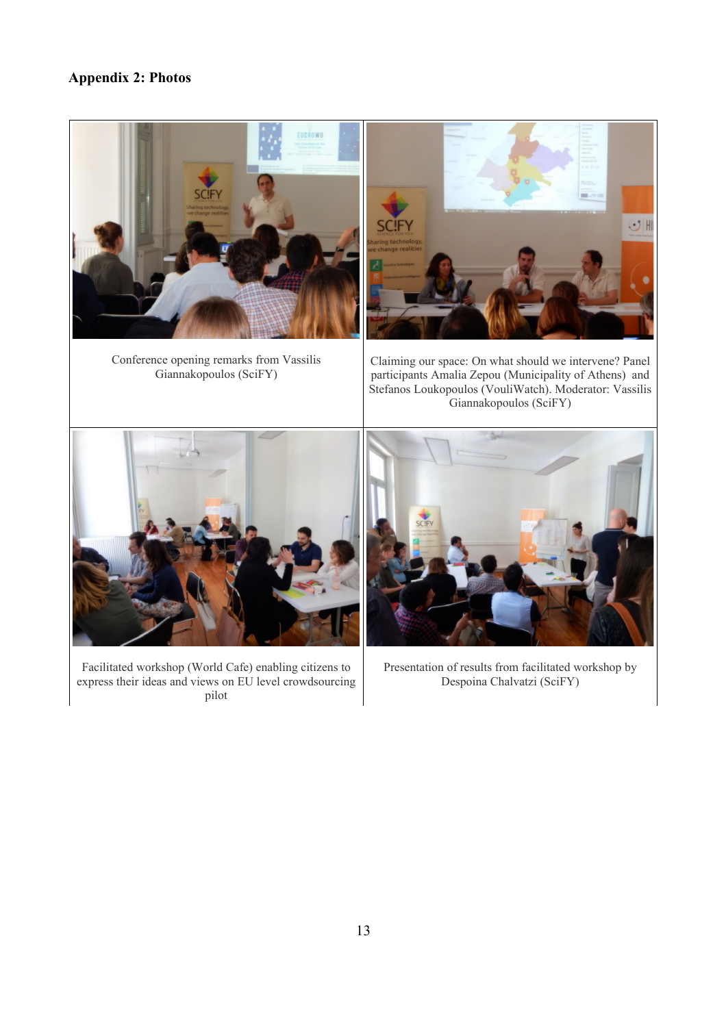## Appendix 2: Photos

Conference opening remarks from Vassilis Giannakopoulos (SciFY)

Claiming our space: On what should we intervene? Panel participants Amalia Zepou (Municipality of Athens) and Stefanos Loukopoulos (VouliWatch). Moderator: Vassilis Giannakopoulos (SciFY)

Facilitated workshop (World Cafe) enabling citizens to express their ideas and views on EU level crowdsourcing pilot

Presentation of results from facilitated workshop by Despoina Chalvatzi (SciFY)